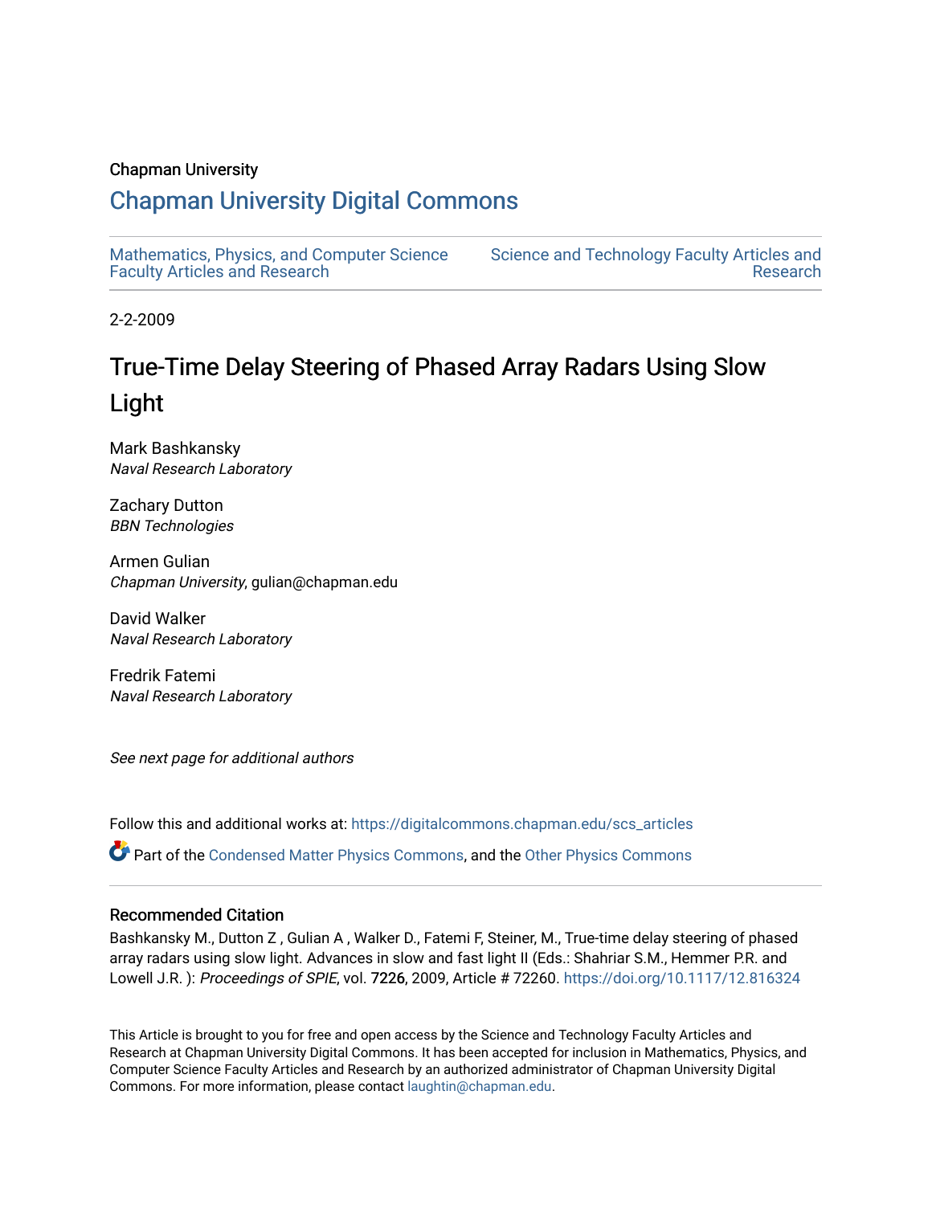Chapman University

# Chapman University Digital Commons

Mathematics, Physics, and Computer Science Faculty Articles and Research

Science and Technology Faculty Articles and Research

2-2-2009

# True-Time Delay Steering of Phased Array Radars Using Slow Light

Mark Bashkansky
*Naval Research Laboratory*

Zachary Dutton
*BBN Technologies*

Armen Gulian
*Chapman University*, gulian@chapman.edu

David Walker
*Naval Research Laboratory*

Fredrik Fatemi
*Naval Research Laboratory*

*See next page for additional authors*

Follow this and additional works at: https://digitalcommons.chapman.edu/scs_articles

Part of the Condensed Matter Physics Commons, and the Other Physics Commons

## Recommended Citation

Bashkansky M., Dutton Z , Gulian A , Walker D., Fatemi F, Steiner, M., True-time delay steering of phased array radars using slow light. Advances in slow and fast light II (Eds.: Shahriar S.M., Hemmer P.R. and Lowell J.R. ): *Proceedings of SPIE*, vol. 7226, 2009, Article # 72260. https://doi.org/10.1117/12.816324

This Article is brought to you for free and open access by the Science and Technology Faculty Articles and Research at Chapman University Digital Commons. It has been accepted for inclusion in Mathematics, Physics, and Computer Science Faculty Articles and Research by an authorized administrator of Chapman University Digital Commons. For more information, please contact laughtin@chapman.edu.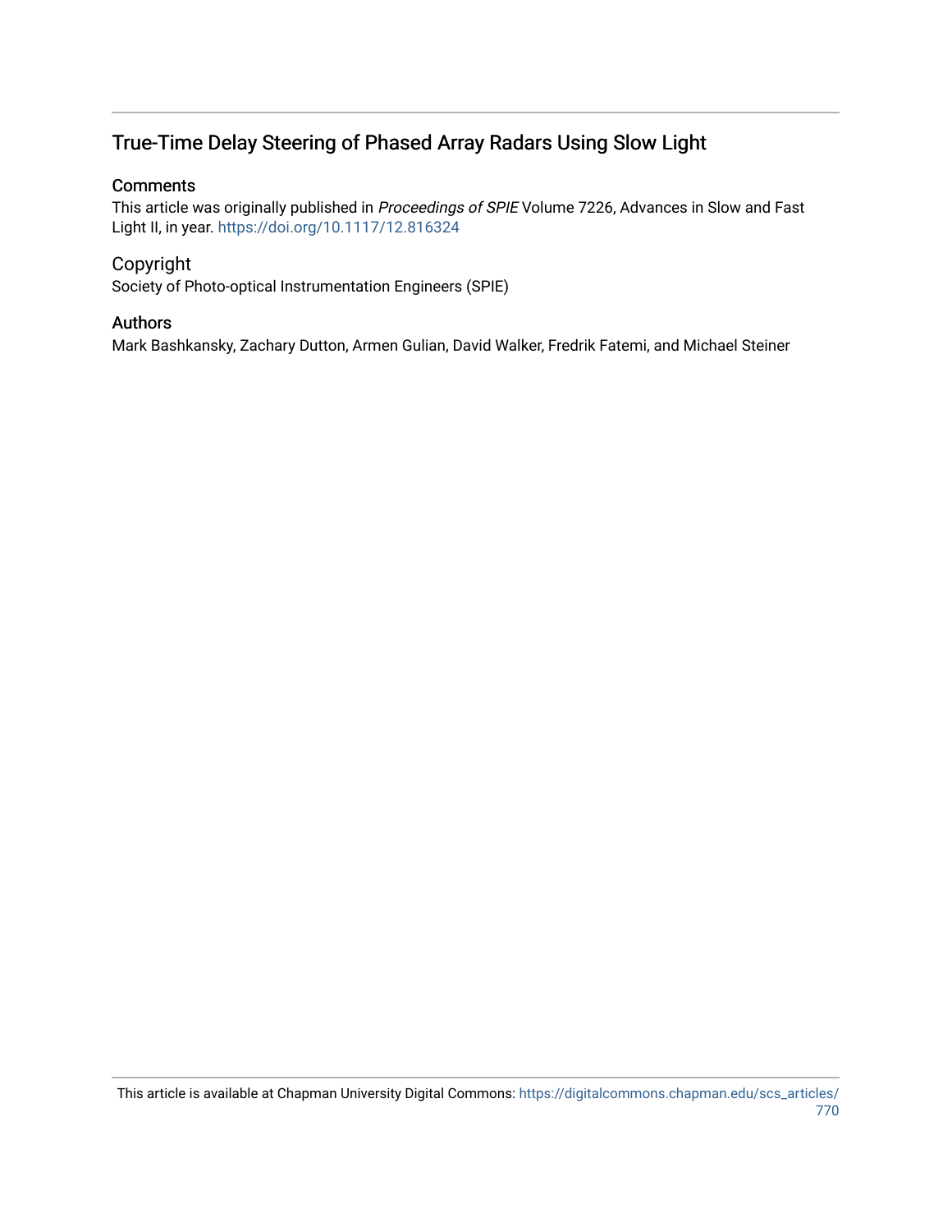## True-Time Delay Steering of Phased Array Radars Using Slow Light

### Comments

This article was originally published in *Proceedings of SPIE* Volume 7226, Advances in Slow and Fast Light II, in year. https://doi.org/10.1117/12.816324

### Copyright

Society of Photo-optical Instrumentation Engineers (SPIE)

### Authors

Mark Bashkansky, Zachary Dutton, Armen Gulian, David Walker, Fredrik Fatemi, and Michael Steiner

This article is available at Chapman University Digital Commons: https://digitalcommons.chapman.edu/scs_articles/770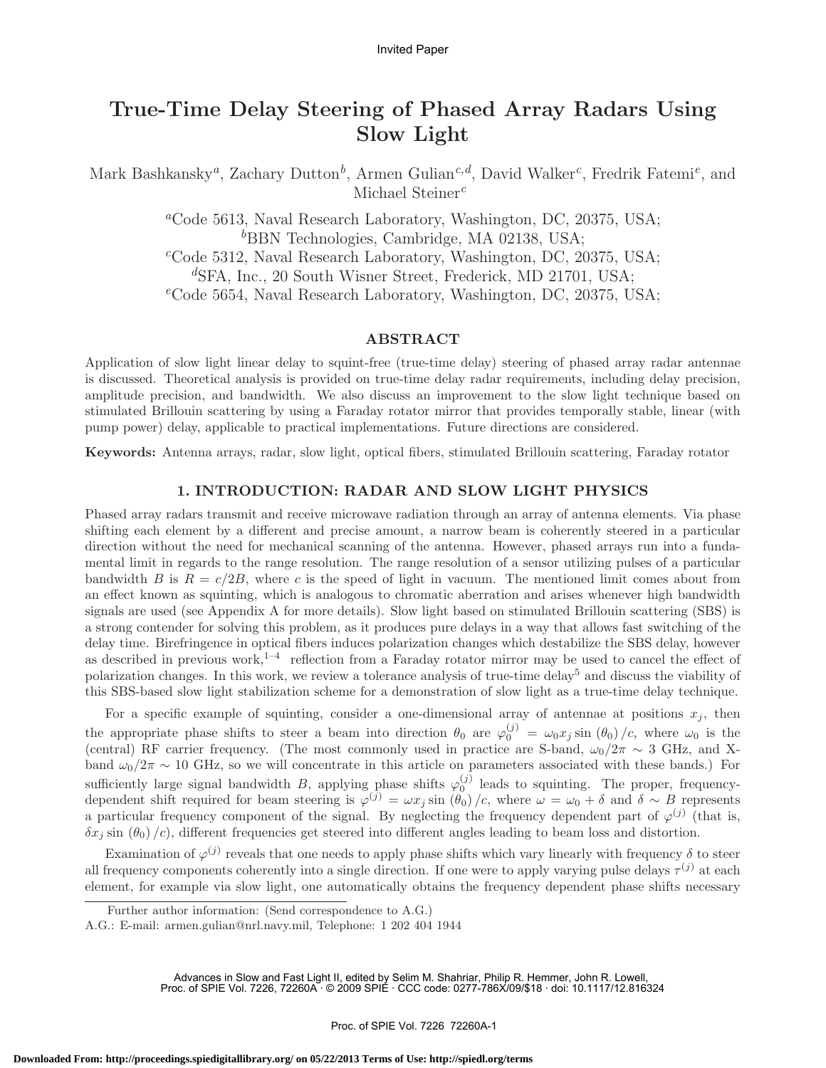Invited Paper

# True-Time Delay Steering of Phased Array Radars Using Slow Light

Mark Bashkansky[a], Zachary Dutton[b], Armen Gulian[c,d], David Walker[c], Fredrik Fatemi[e], and Michael Steiner[c]

[a]Code 5613, Naval Research Laboratory, Washington, DC, 20375, USA;
[b]BBN Technologies, Cambridge, MA 02138, USA;
[c]Code 5312, Naval Research Laboratory, Washington, DC, 20375, USA;
[d]SFA, Inc., 20 South Wisner Street, Frederick, MD 21701, USA;
[e]Code 5654, Naval Research Laboratory, Washington, DC, 20375, USA;

## ABSTRACT

Application of slow light linear delay to squint-free (true-time delay) steering of phased array radar antennae is discussed. Theoretical analysis is provided on true-time delay radar requirements, including delay precision, amplitude precision, and bandwidth. We also discuss an improvement to the slow light technique based on stimulated Brillouin scattering by using a Faraday rotator mirror that provides temporally stable, linear (with pump power) delay, applicable to practical implementations. Future directions are considered.

**Keywords:** Antenna arrays, radar, slow light, optical fibers, stimulated Brillouin scattering, Faraday rotator

## 1. INTRODUCTION: RADAR AND SLOW LIGHT PHYSICS

Phased array radars transmit and receive microwave radiation through an array of antenna elements. Via phase shifting each element by a different and precise amount, a narrow beam is coherently steered in a particular direction without the need for mechanical scanning of the antenna. However, phased arrays run into a fundamental limit in regards to the range resolution. The range resolution of a sensor utilizing pulses of a particular bandwidth $B$ is $R = c/2B$, where $c$ is the speed of light in vacuum. The mentioned limit comes about from an effect known as squinting, which is analogous to chromatic aberration and arises whenever high bandwidth signals are used (see Appendix A for more details). Slow light based on stimulated Brillouin scattering (SBS) is a strong contender for solving this problem, as it produces pure delays in a way that allows fast switching of the delay time. Birefringence in optical fibers induces polarization changes which destabilize the SBS delay, however as described in previous work,[1–4] reflection from a Faraday rotator mirror may be used to cancel the effect of polarization changes. In this work, we review a tolerance analysis of true-time delay[5] and discuss the viability of this SBS-based slow light stabilization scheme for a demonstration of slow light as a true-time delay technique.

For a specific example of squinting, consider a one-dimensional array of antennae at positions $x_j$, then the appropriate phase shifts to steer a beam into direction $\theta_0$ are $\varphi_0^{(j)} = \omega_0 x_j \sin(\theta_0)/c$, where $\omega_0$ is the (central) RF carrier frequency. (The most commonly used in practice are S-band, $\omega_0/2\pi \sim 3$ GHz, and X-band $\omega_0/2\pi \sim 10$ GHz, so we will concentrate in this article on parameters associated with these bands.) For sufficiently large signal bandwidth $B$, applying phase shifts $\varphi_0^{(j)}$ leads to squinting. The proper, frequency-dependent shift required for beam steering is $\varphi^{(j)} = \omega x_j \sin(\theta_0)/c$, where $\omega = \omega_0 + \delta$ and $\delta \sim B$ represents a particular frequency component of the signal. By neglecting the frequency dependent part of $\varphi^{(j)}$ (that is, $\delta x_j \sin(\theta_0)/c$), different frequencies get steered into different angles leading to beam loss and distortion.

Examination of $\varphi^{(j)}$ reveals that one needs to apply phase shifts which vary linearly with frequency $\delta$ to steer all frequency components coherently into a single direction. If one were to apply varying pulse delays $\tau^{(j)}$ at each element, for example via slow light, one automatically obtains the frequency dependent phase shifts necessary

Further author information: (Send correspondence to A.G.)
A.G.: E-mail: armen.gulian@nrl.navy.mil, Telephone: 1 202 404 1944

Advances in Slow and Fast Light II, edited by Selim M. Shahriar, Philip R. Hemmer, John R. Lowell, Proc. of SPIE Vol. 7226, 72260A · © 2009 SPIE · CCC code: 0277-786X/09/$18 · doi: 10.1117/12.816324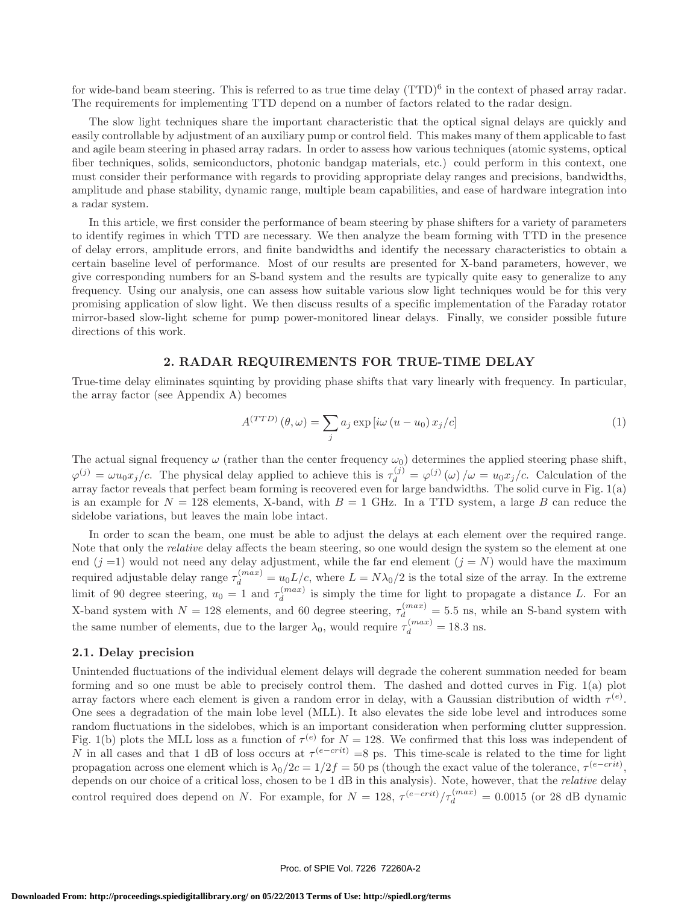for wide-band beam steering. This is referred to as true time delay (TTD)[6] in the context of phased array radar. The requirements for implementing TTD depend on a number of factors related to the radar design.

The slow light techniques share the important characteristic that the optical signal delays are quickly and easily controllable by adjustment of an auxiliary pump or control field. This makes many of them applicable to fast and agile beam steering in phased array radars. In order to assess how various techniques (atomic systems, optical fiber techniques, solids, semiconductors, photonic bandgap materials, etc.) could perform in this context, one must consider their performance with regards to providing appropriate delay ranges and precisions, bandwidths, amplitude and phase stability, dynamic range, multiple beam capabilities, and ease of hardware integration into a radar system.

In this article, we first consider the performance of beam steering by phase shifters for a variety of parameters to identify regimes in which TTD are necessary. We then analyze the beam forming with TTD in the presence of delay errors, amplitude errors, and finite bandwidths and identify the necessary characteristics to obtain a certain baseline level of performance. Most of our results are presented for X-band parameters, however, we give corresponding numbers for an S-band system and the results are typically quite easy to generalize to any frequency. Using our analysis, one can assess how suitable various slow light techniques would be for this very promising application of slow light. We then discuss results of a specific implementation of the Faraday rotator mirror-based slow-light scheme for pump power-monitored linear delays. Finally, we consider possible future directions of this work.

## 2. RADAR REQUIREMENTS FOR TRUE-TIME DELAY

True-time delay eliminates squinting by providing phase shifts that vary linearly with frequency. In particular, the array factor (see Appendix A) becomes

$$A^{(TTD)}(\theta, \omega) = \sum_j a_j \exp\left[i\omega\left(u - u_0\right) x_j / c\right] \tag{1}$$

The actual signal frequency $\omega$ (rather than the center frequency $\omega_0$) determines the applied steering phase shift, $\varphi^{(j)} = \omega u_0 x_j / c$. The physical delay applied to achieve this is $\tau_d^{(j)} = \varphi^{(j)}(\omega)/\omega = u_0 x_j / c$. Calculation of the array factor reveals that perfect beam forming is recovered even for large bandwidths. The solid curve in Fig. 1(a) is an example for $N = 128$ elements, X-band, with $B = 1$ GHz. In a TTD system, a large $B$ can reduce the sidelobe variations, but leaves the main lobe intact.

In order to scan the beam, one must be able to adjust the delays at each element over the required range. Note that only the *relative* delay affects the beam steering, so one would design the system so the element at one end ($j = 1$) would not need any delay adjustment, while the far end element ($j = N$) would have the maximum required adjustable delay range $\tau_d^{(max)} = u_0 L / c$, where $L = N\lambda_0/2$ is the total size of the array. In the extreme limit of 90 degree steering, $u_0 = 1$ and $\tau_d^{(max)}$ is simply the time for light to propagate a distance $L$. For an X-band system with $N = 128$ elements, and 60 degree steering, $\tau_d^{(max)} = 5.5$ ns, while an S-band system with the same number of elements, due to the larger $\lambda_0$, would require $\tau_d^{(max)} = 18.3$ ns.

### 2.1. Delay precision

Unintended fluctuations of the individual element delays will degrade the coherent summation needed for beam forming and so one must be able to precisely control them. The dashed and dotted curves in Fig. 1(a) plot array factors where each element is given a random error in delay, with a Gaussian distribution of width $\tau^{(e)}$. One sees a degradation of the main lobe level (MLL). It also elevates the side lobe level and introduces some random fluctuations in the sidelobes, which is an important consideration when performing clutter suppression. Fig. 1(b) plots the MLL loss as a function of $\tau^{(e)}$ for $N = 128$. We confirmed that this loss was independent of $N$ in all cases and that 1 dB of loss occurs at $\tau^{(e-crit)} = 8$ ps. This time-scale is related to the time for light propagation across one element which is $\lambda_0/2c = 1/2f = 50$ ps (though the exact value of the tolerance, $\tau^{(e-crit)}$, depends on our choice of a critical loss, chosen to be 1 dB in this analysis). Note, however, that the *relative* delay control required does depend on $N$. For example, for $N = 128$, $\tau^{(e-crit)}/\tau_d^{(max)} = 0.0015$ (or 28 dB dynamic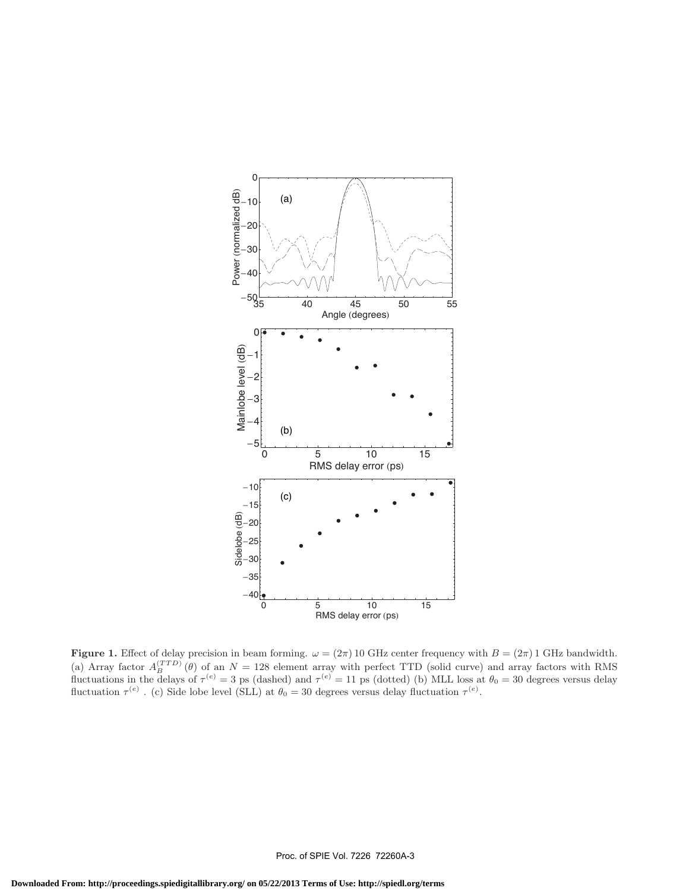**Figure 1.** Effect of delay precision in beam forming. $\omega = (2\pi)\,10$ GHz center frequency with $B = (2\pi)\,1$ GHz bandwidth. (a) Array factor $A_B^{(TTD)}(\theta)$ of an $N = 128$ element array with perfect TTD (solid curve) and array factors with RMS fluctuations in the delays of $\tau^{(e)} = 3$ ps (dashed) and $\tau^{(e)} = 11$ ps (dotted) (b) MLL loss at $\theta_0 = 30$ degrees versus delay fluctuation $\tau^{(e)}$ . (c) Side lobe level (SLL) at $\theta_0 = 30$ degrees versus delay fluctuation $\tau^{(e)}$.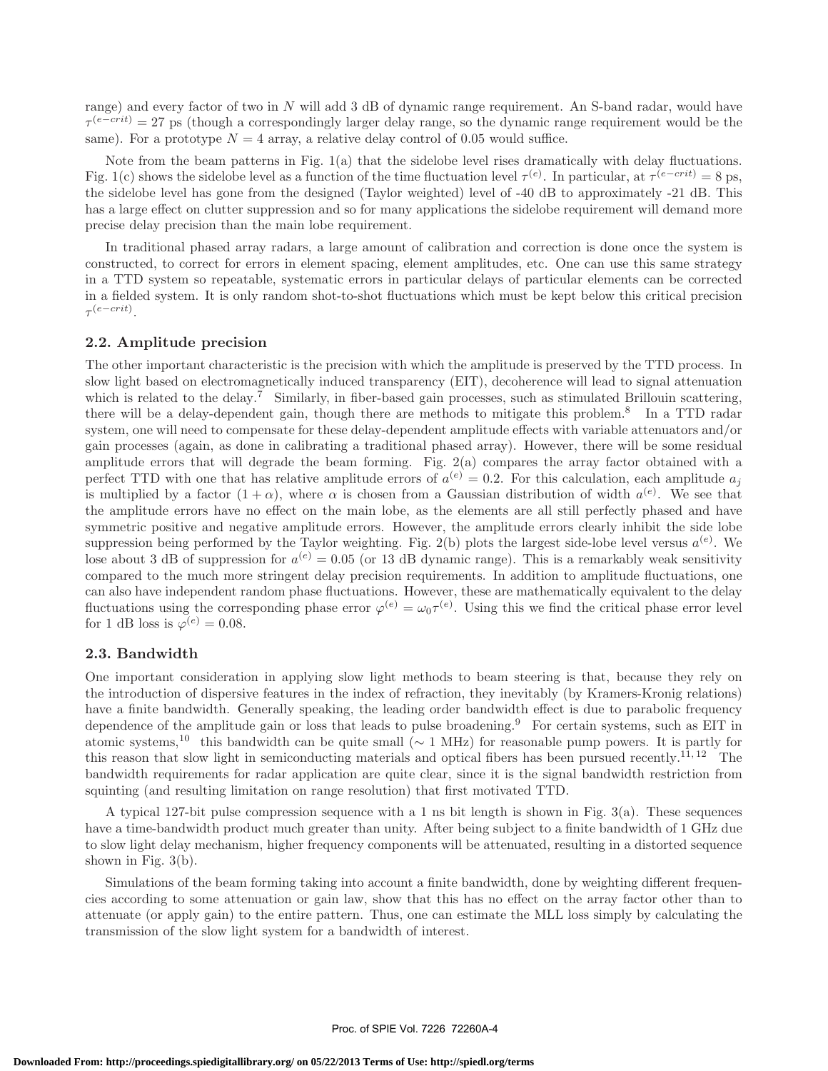range) and every factor of two in $N$ will add 3 dB of dynamic range requirement. An S-band radar, would have $\tau^{(e-crit)} = 27$ ps (though a correspondingly larger delay range, so the dynamic range requirement would be the same). For a prototype $N = 4$ array, a relative delay control of 0.05 would suffice.

Note from the beam patterns in Fig. 1(a) that the sidelobe level rises dramatically with delay fluctuations. Fig. 1(c) shows the sidelobe level as a function of the time fluctuation level $\tau^{(e)}$. In particular, at $\tau^{(e-crit)} = 8$ ps, the sidelobe level has gone from the designed (Taylor weighted) level of -40 dB to approximately -21 dB. This has a large effect on clutter suppression and so for many applications the sidelobe requirement will demand more precise delay precision than the main lobe requirement.

In traditional phased array radars, a large amount of calibration and correction is done once the system is constructed, to correct for errors in element spacing, element amplitudes, etc. One can use this same strategy in a TTD system so repeatable, systematic errors in particular delays of particular elements can be corrected in a fielded system. It is only random shot-to-shot fluctuations which must be kept below this critical precision $\tau^{(e-crit)}$.

### 2.2. Amplitude precision

The other important characteristic is the precision with which the amplitude is preserved by the TTD process. In slow light based on electromagnetically induced transparency (EIT), decoherence will lead to signal attenuation which is related to the delay.[7] Similarly, in fiber-based gain processes, such as stimulated Brillouin scattering, there will be a delay-dependent gain, though there are methods to mitigate this problem.[8] In a TTD radar system, one will need to compensate for these delay-dependent amplitude effects with variable attenuators and/or gain processes (again, as done in calibrating a traditional phased array). However, there will be some residual amplitude errors that will degrade the beam forming. Fig. 2(a) compares the array factor obtained with a perfect TTD with one that has relative amplitude errors of $a^{(e)} = 0.2$. For this calculation, each amplitude $a_j$ is multiplied by a factor $(1 + \alpha)$, where $\alpha$ is chosen from a Gaussian distribution of width $a^{(e)}$. We see that the amplitude errors have no effect on the main lobe, as the elements are all still perfectly phased and have symmetric positive and negative amplitude errors. However, the amplitude errors clearly inhibit the side lobe suppression being performed by the Taylor weighting. Fig. 2(b) plots the largest side-lobe level versus $a^{(e)}$. We lose about 3 dB of suppression for $a^{(e)} = 0.05$ (or 13 dB dynamic range). This is a remarkably weak sensitivity compared to the much more stringent delay precision requirements. In addition to amplitude fluctuations, one can also have independent random phase fluctuations. However, these are mathematically equivalent to the delay fluctuations using the corresponding phase error $\varphi^{(e)} = \omega_0 \tau^{(e)}$. Using this we find the critical phase error level for 1 dB loss is $\varphi^{(e)} = 0.08$.

### 2.3. Bandwidth

One important consideration in applying slow light methods to beam steering is that, because they rely on the introduction of dispersive features in the index of refraction, they inevitably (by Kramers-Kronig relations) have a finite bandwidth. Generally speaking, the leading order bandwidth effect is due to parabolic frequency dependence of the amplitude gain or loss that leads to pulse broadening.[9] For certain systems, such as EIT in atomic systems,[10] this bandwidth can be quite small ($\sim 1$ MHz) for reasonable pump powers. It is partly for this reason that slow light in semiconducting materials and optical fibers has been pursued recently.[11,12] The bandwidth requirements for radar application are quite clear, since it is the signal bandwidth restriction from squinting (and resulting limitation on range resolution) that first motivated TTD.

A typical 127-bit pulse compression sequence with a 1 ns bit length is shown in Fig. 3(a). These sequences have a time-bandwidth product much greater than unity. After being subject to a finite bandwidth of 1 GHz due to slow light delay mechanism, higher frequency components will be attenuated, resulting in a distorted sequence shown in Fig. 3(b).

Simulations of the beam forming taking into account a finite bandwidth, done by weighting different frequencies according to some attenuation or gain law, show that this has no effect on the array factor other than to attenuate (or apply gain) to the entire pattern. Thus, one can estimate the MLL loss simply by calculating the transmission of the slow light system for a bandwidth of interest.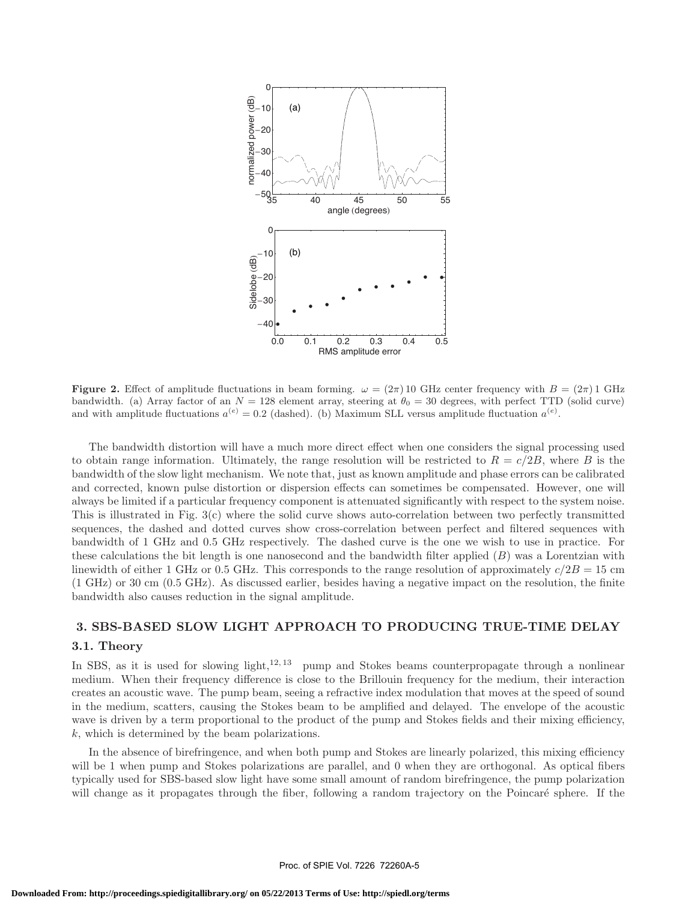**Figure 2.** Effect of amplitude fluctuations in beam forming. $\omega = (2\pi)\,10$ GHz center frequency with $B = (2\pi)\,1$ GHz bandwidth. (a) Array factor of an $N = 128$ element array, steering at $\theta_0 = 30$ degrees, with perfect TTD (solid curve) and with amplitude fluctuations $a^{(e)} = 0.2$ (dashed). (b) Maximum SLL versus amplitude fluctuation $a^{(e)}$.

The bandwidth distortion will have a much more direct effect when one considers the signal processing used to obtain range information. Ultimately, the range resolution will be restricted to $R = c/2B$, where $B$ is the bandwidth of the slow light mechanism. We note that, just as known amplitude and phase errors can be calibrated and corrected, known pulse distortion or dispersion effects can sometimes be compensated. However, one will always be limited if a particular frequency component is attenuated significantly with respect to the system noise. This is illustrated in Fig. 3(c) where the solid curve shows auto-correlation between two perfectly transmitted sequences, the dashed and dotted curves show cross-correlation between perfect and filtered sequences with bandwidth of 1 GHz and 0.5 GHz respectively. The dashed curve is the one we wish to use in practice. For these calculations the bit length is one nanosecond and the bandwidth filter applied ($B$) was a Lorentzian with linewidth of either 1 GHz or 0.5 GHz. This corresponds to the range resolution of approximately $c/2B = 15$ cm (1 GHz) or 30 cm (0.5 GHz). As discussed earlier, besides having a negative impact on the resolution, the finite bandwidth also causes reduction in the signal amplitude.

## 3. SBS-BASED SLOW LIGHT APPROACH TO PRODUCING TRUE-TIME DELAY

### 3.1. Theory

In SBS, as it is used for slowing light,[12, 13] pump and Stokes beams counterpropagate through a nonlinear medium. When their frequency difference is close to the Brillouin frequency for the medium, their interaction creates an acoustic wave. The pump beam, seeing a refractive index modulation that moves at the speed of sound in the medium, scatters, causing the Stokes beam to be amplified and delayed. The envelope of the acoustic wave is driven by a term proportional to the product of the pump and Stokes fields and their mixing efficiency, $k$, which is determined by the beam polarizations.

In the absence of birefringence, and when both pump and Stokes are linearly polarized, this mixing efficiency will be 1 when pump and Stokes polarizations are parallel, and 0 when they are orthogonal. As optical fibers typically used for SBS-based slow light have some small amount of random birefringence, the pump polarization will change as it propagates through the fiber, following a random trajectory on the Poincaré sphere. If the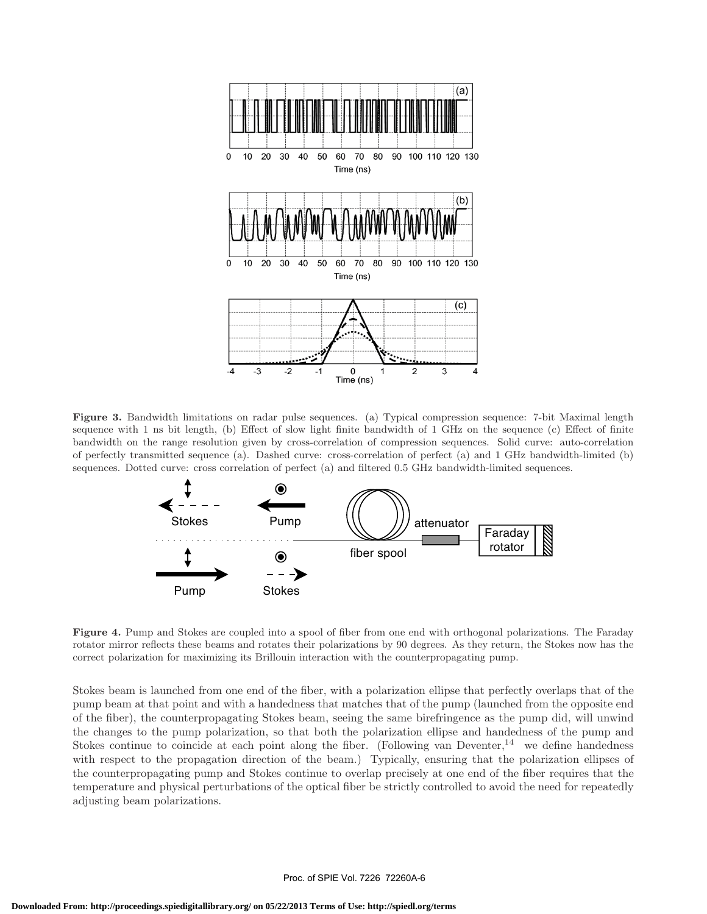**Figure 3.** Bandwidth limitations on radar pulse sequences. (a) Typical compression sequence: 7-bit Maximal length sequence with 1 ns bit length, (b) Effect of slow light finite bandwidth of 1 GHz on the sequence (c) Effect of finite bandwidth on the range resolution given by cross-correlation of compression sequences. Solid curve: auto-correlation of perfectly transmitted sequence (a). Dashed curve: cross-correlation of perfect (a) and 1 GHz bandwidth-limited (b) sequences. Dotted curve: cross correlation of perfect (a) and filtered 0.5 GHz bandwidth-limited sequences.

**Figure 4.** Pump and Stokes are coupled into a spool of fiber from one end with orthogonal polarizations. The Faraday rotator mirror reflects these beams and rotates their polarizations by 90 degrees. As they return, the Stokes now has the correct polarization for maximizing its Brillouin interaction with the counterpropagating pump.

Stokes beam is launched from one end of the fiber, with a polarization ellipse that perfectly overlaps that of the pump beam at that point and with a handedness that matches that of the pump (launched from the opposite end of the fiber), the counterpropagating Stokes beam, seeing the same birefringence as the pump did, will unwind the changes to the pump polarization, so that both the polarization ellipse and handedness of the pump and Stokes continue to coincide at each point along the fiber. (Following van Deventer,[14] we define handedness with respect to the propagation direction of the beam.) Typically, ensuring that the polarization ellipses of the counterpropagating pump and Stokes continue to overlap precisely at one end of the fiber requires that the temperature and physical perturbations of the optical fiber be strictly controlled to avoid the need for repeatedly adjusting beam polarizations.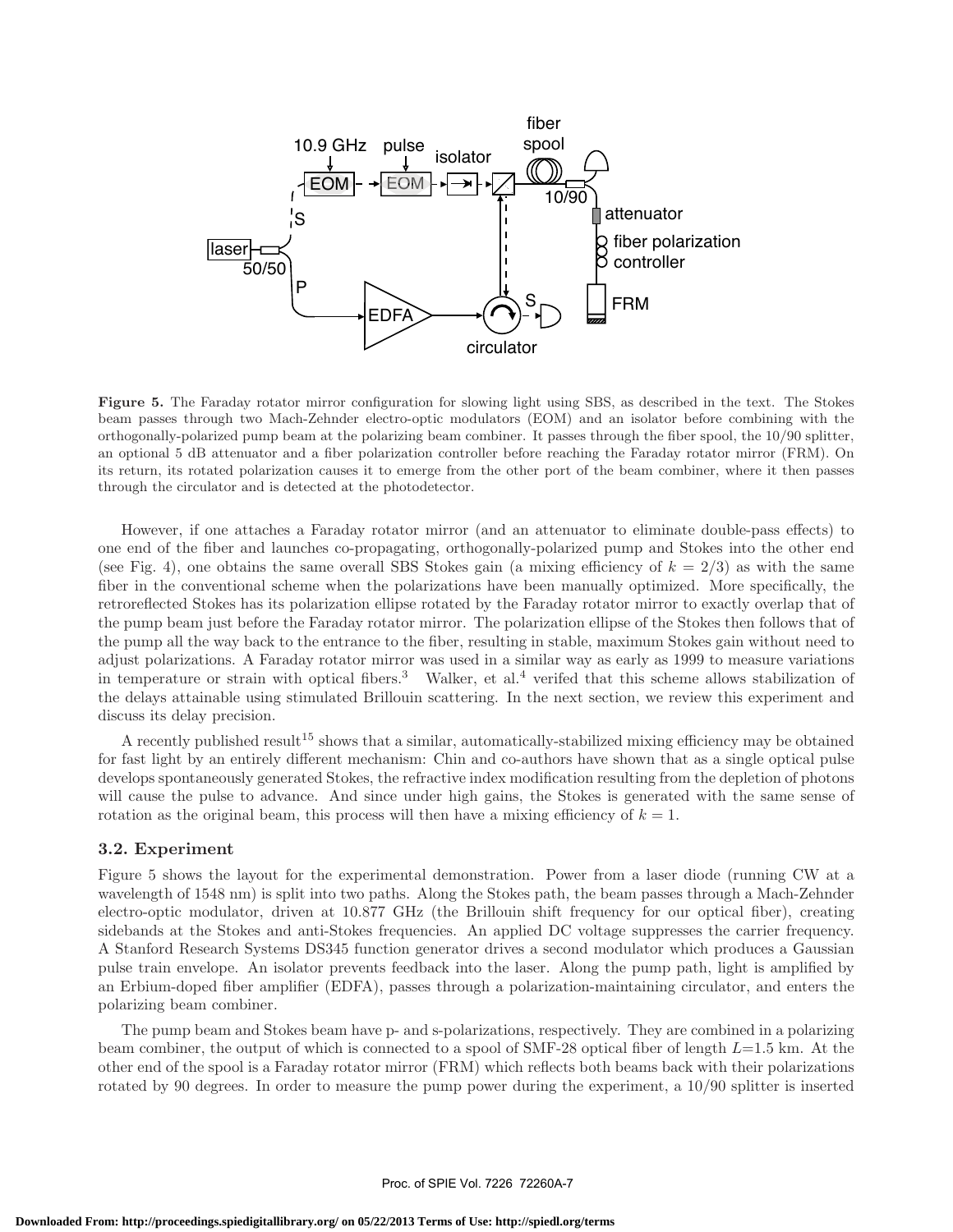**Figure 5.** The Faraday rotator mirror configuration for slowing light using SBS, as described in the text. The Stokes beam passes through two Mach-Zehnder electro-optic modulators (EOM) and an isolator before combining with the orthogonally-polarized pump beam at the polarizing beam combiner. It passes through the fiber spool, the 10/90 splitter, an optional 5 dB attenuator and a fiber polarization controller before reaching the Faraday rotator mirror (FRM). On its return, its rotated polarization causes it to emerge from the other port of the beam combiner, where it then passes through the circulator and is detected at the photodetector.

However, if one attaches a Faraday rotator mirror (and an attenuator to eliminate double-pass effects) to one end of the fiber and launches co-propagating, orthogonally-polarized pump and Stokes into the other end (see Fig. 4), one obtains the same overall SBS Stokes gain (a mixing efficiency of $k = 2/3$) as with the same fiber in the conventional scheme when the polarizations have been manually optimized. More specifically, the retroreflected Stokes has its polarization ellipse rotated by the Faraday rotator mirror to exactly overlap that of the pump beam just before the Faraday rotator mirror. The polarization ellipse of the Stokes then follows that of the pump all the way back to the entrance to the fiber, resulting in stable, maximum Stokes gain without need to adjust polarizations. A Faraday rotator mirror was used in a similar way as early as 1999 to measure variations in temperature or strain with optical fibers.[3] Walker, et al.[4] verifed that this scheme allows stabilization of the delays attainable using stimulated Brillouin scattering. In the next section, we review this experiment and discuss its delay precision.

A recently published result[15] shows that a similar, automatically-stabilized mixing efficiency may be obtained for fast light by an entirely different mechanism: Chin and co-authors have shown that as a single optical pulse develops spontaneously generated Stokes, the refractive index modification resulting from the depletion of photons will cause the pulse to advance. And since under high gains, the Stokes is generated with the same sense of rotation as the original beam, this process will then have a mixing efficiency of $k = 1$.

### 3.2. Experiment

Figure 5 shows the layout for the experimental demonstration. Power from a laser diode (running CW at a wavelength of 1548 nm) is split into two paths. Along the Stokes path, the beam passes through a Mach-Zehnder electro-optic modulator, driven at 10.877 GHz (the Brillouin shift frequency for our optical fiber), creating sidebands at the Stokes and anti-Stokes frequencies. An applied DC voltage suppresses the carrier frequency. A Stanford Research Systems DS345 function generator drives a second modulator which produces a Gaussian pulse train envelope. An isolator prevents feedback into the laser. Along the pump path, light is amplified by an Erbium-doped fiber amplifier (EDFA), passes through a polarization-maintaining circulator, and enters the polarizing beam combiner.

The pump beam and Stokes beam have p- and s-polarizations, respectively. They are combined in a polarizing beam combiner, the output of which is connected to a spool of SMF-28 optical fiber of length $L$=1.5 km. At the other end of the spool is a Faraday rotator mirror (FRM) which reflects both beams back with their polarizations rotated by 90 degrees. In order to measure the pump power during the experiment, a 10/90 splitter is inserted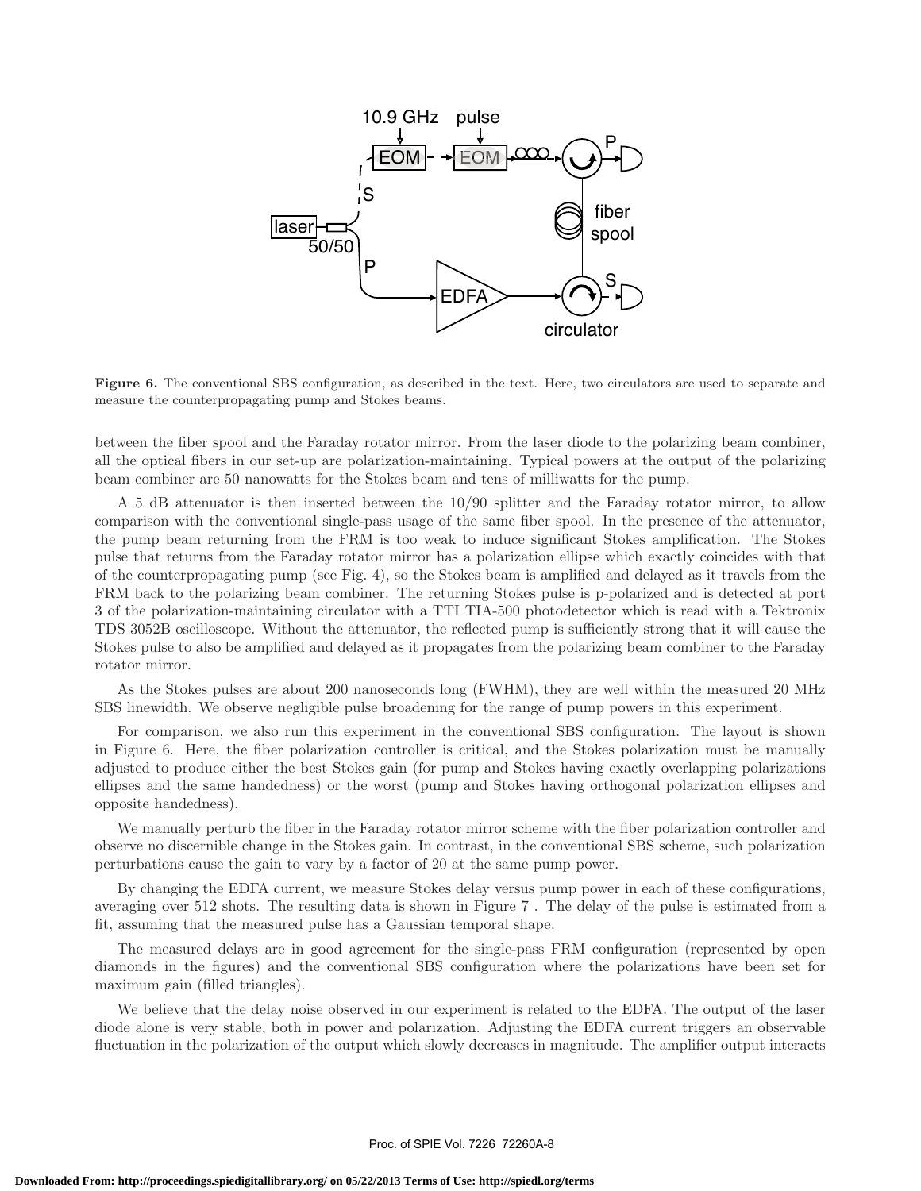**Figure 6.** The conventional SBS configuration, as described in the text. Here, two circulators are used to separate and measure the counterpropagating pump and Stokes beams.

between the fiber spool and the Faraday rotator mirror. From the laser diode to the polarizing beam combiner, all the optical fibers in our set-up are polarization-maintaining. Typical powers at the output of the polarizing beam combiner are 50 nanowatts for the Stokes beam and tens of milliwatts for the pump.

A 5 dB attenuator is then inserted between the 10/90 splitter and the Faraday rotator mirror, to allow comparison with the conventional single-pass usage of the same fiber spool. In the presence of the attenuator, the pump beam returning from the FRM is too weak to induce significant Stokes amplification. The Stokes pulse that returns from the Faraday rotator mirror has a polarization ellipse which exactly coincides with that of the counterpropagating pump (see Fig. 4), so the Stokes beam is amplified and delayed as it travels from the FRM back to the polarizing beam combiner. The returning Stokes pulse is p-polarized and is detected at port 3 of the polarization-maintaining circulator with a TTI TIA-500 photodetector which is read with a Tektronix TDS 3052B oscilloscope. Without the attenuator, the reflected pump is sufficiently strong that it will cause the Stokes pulse to also be amplified and delayed as it propagates from the polarizing beam combiner to the Faraday rotator mirror.

As the Stokes pulses are about 200 nanoseconds long (FWHM), they are well within the measured 20 MHz SBS linewidth. We observe negligible pulse broadening for the range of pump powers in this experiment.

For comparison, we also run this experiment in the conventional SBS configuration. The layout is shown in Figure 6. Here, the fiber polarization controller is critical, and the Stokes polarization must be manually adjusted to produce either the best Stokes gain (for pump and Stokes having exactly overlapping polarizations ellipses and the same handedness) or the worst (pump and Stokes having orthogonal polarization ellipses and opposite handedness).

We manually perturb the fiber in the Faraday rotator mirror scheme with the fiber polarization controller and observe no discernible change in the Stokes gain. In contrast, in the conventional SBS scheme, such polarization perturbations cause the gain to vary by a factor of 20 at the same pump power.

By changing the EDFA current, we measure Stokes delay versus pump power in each of these configurations, averaging over 512 shots. The resulting data is shown in Figure 7 . The delay of the pulse is estimated from a fit, assuming that the measured pulse has a Gaussian temporal shape.

The measured delays are in good agreement for the single-pass FRM configuration (represented by open diamonds in the figures) and the conventional SBS configuration where the polarizations have been set for maximum gain (filled triangles).

We believe that the delay noise observed in our experiment is related to the EDFA. The output of the laser diode alone is very stable, both in power and polarization. Adjusting the EDFA current triggers an observable fluctuation in the polarization of the output which slowly decreases in magnitude. The amplifier output interacts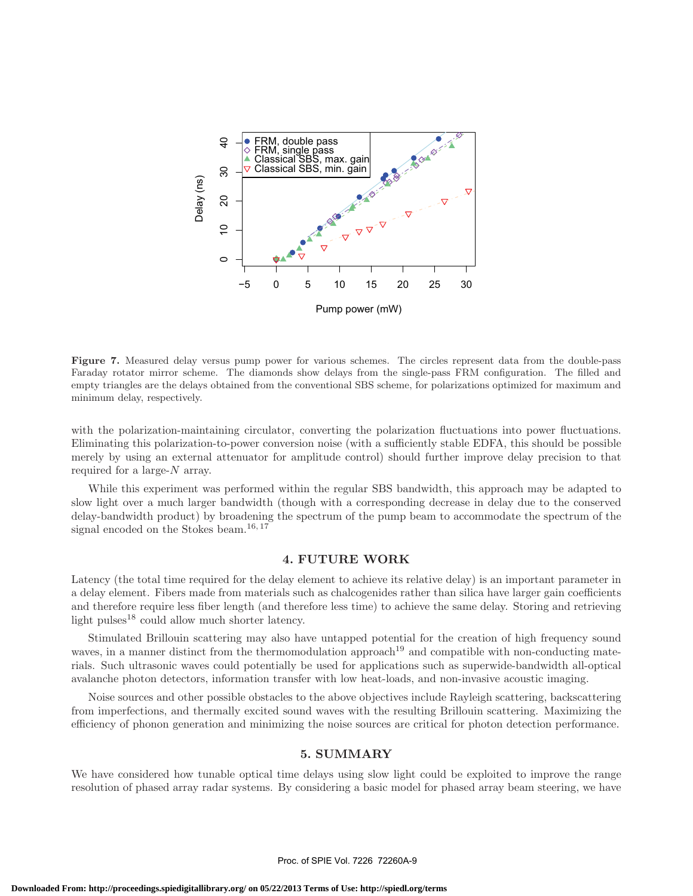**Figure 7.** Measured delay versus pump power for various schemes. The circles represent data from the double-pass Faraday rotator mirror scheme. The diamonds show delays from the single-pass FRM configuration. The filled and empty triangles are the delays obtained from the conventional SBS scheme, for polarizations optimized for maximum and minimum delay, respectively.

with the polarization-maintaining circulator, converting the polarization fluctuations into power fluctuations. Eliminating this polarization-to-power conversion noise (with a sufficiently stable EDFA, this should be possible merely by using an external attenuator for amplitude control) should further improve delay precision to that required for a large-$N$ array.

While this experiment was performed within the regular SBS bandwidth, this approach may be adapted to slow light over a much larger bandwidth (though with a corresponding decrease in delay due to the conserved delay-bandwidth product) by broadening the spectrum of the pump beam to accommodate the spectrum of the signal encoded on the Stokes beam.[16,17]

## 4. FUTURE WORK

Latency (the total time required for the delay element to achieve its relative delay) is an important parameter in a delay element. Fibers made from materials such as chalcogenides rather than silica have larger gain coefficients and therefore require less fiber length (and therefore less time) to achieve the same delay. Storing and retrieving light pulses[18] could allow much shorter latency.

Stimulated Brillouin scattering may also have untapped potential for the creation of high frequency sound waves, in a manner distinct from the thermomodulation approach[19] and compatible with non-conducting materials. Such ultrasonic waves could potentially be used for applications such as superwide-bandwidth all-optical avalanche photon detectors, information transfer with low heat-loads, and non-invasive acoustic imaging.

Noise sources and other possible obstacles to the above objectives include Rayleigh scattering, backscattering from imperfections, and thermally excited sound waves with the resulting Brillouin scattering. Maximizing the efficiency of phonon generation and minimizing the noise sources are critical for photon detection performance.

## 5. SUMMARY

We have considered how tunable optical time delays using slow light could be exploited to improve the range resolution of phased array radar systems. By considering a basic model for phased array beam steering, we have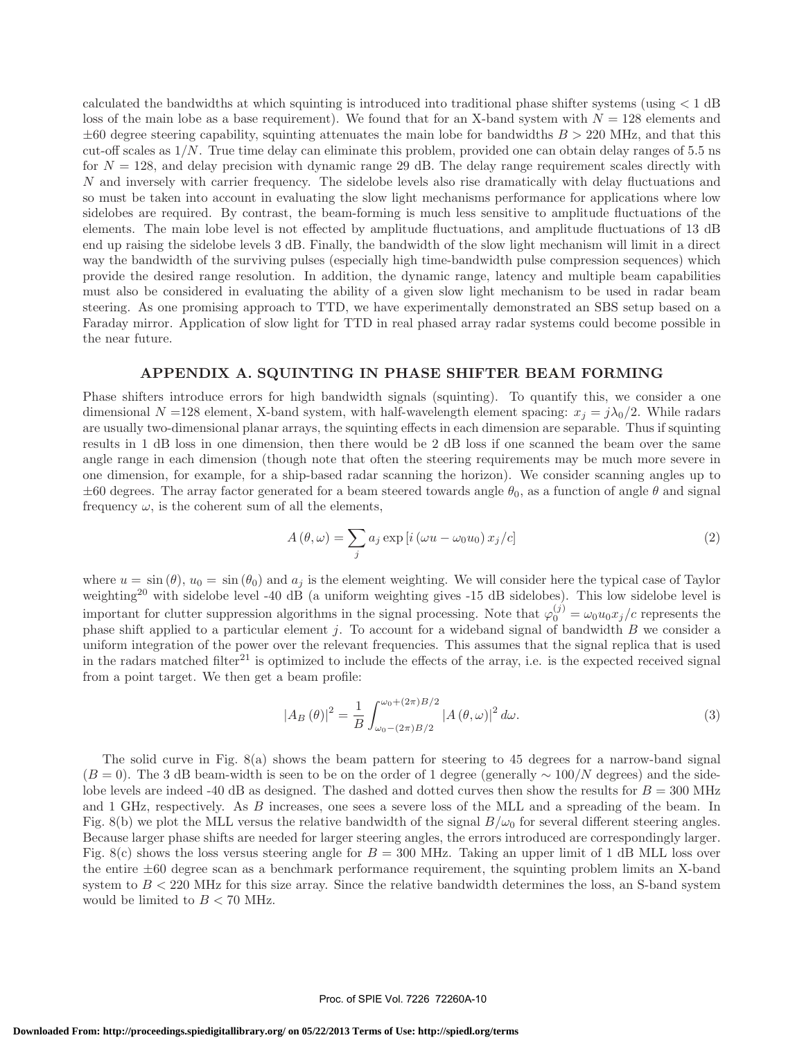calculated the bandwidths at which squinting is introduced into traditional phase shifter systems (using < 1 dB loss of the main lobe as a base requirement). We found that for an X-band system with $N = 128$ elements and $\pm 60$ degree steering capability, squinting attenuates the main lobe for bandwidths $B > 220$ MHz, and that this cut-off scales as $1/N$. True time delay can eliminate this problem, provided one can obtain delay ranges of 5.5 ns for $N = 128$, and delay precision with dynamic range 29 dB. The delay range requirement scales directly with $N$ and inversely with carrier frequency. The sidelobe levels also rise dramatically with delay fluctuations and so must be taken into account in evaluating the slow light mechanisms performance for applications where low sidelobes are required. By contrast, the beam-forming is much less sensitive to amplitude fluctuations of the elements. The main lobe level is not effected by amplitude fluctuations, and amplitude fluctuations of 13 dB end up raising the sidelobe levels 3 dB. Finally, the bandwidth of the slow light mechanism will limit in a direct way the bandwidth of the surviving pulses (especially high time-bandwidth pulse compression sequences) which provide the desired range resolution. In addition, the dynamic range, latency and multiple beam capabilities must also be considered in evaluating the ability of a given slow light mechanism to be used in radar beam steering. As one promising approach to TTD, we have experimentally demonstrated an SBS setup based on a Faraday mirror. Application of slow light for TTD in real phased array radar systems could become possible in the near future.

## APPENDIX A. SQUINTING IN PHASE SHIFTER BEAM FORMING

Phase shifters introduce errors for high bandwidth signals (squinting). To quantify this, we consider a one dimensional $N = 128$ element, X-band system, with half-wavelength element spacing: $x_j = j\lambda_0/2$. While radars are usually two-dimensional planar arrays, the squinting effects in each dimension are separable. Thus if squinting results in 1 dB loss in one dimension, then there would be 2 dB loss if one scanned the beam over the same angle range in each dimension (though note that often the steering requirements may be much more severe in one dimension, for example, for a ship-based radar scanning the horizon). We consider scanning angles up to $\pm 60$ degrees. The array factor generated for a beam steered towards angle $\theta_0$, as a function of angle $\theta$ and signal frequency $\omega$, is the coherent sum of all the elements,

$$A(\theta, \omega) = \sum_j a_j \exp\left[i\left(\omega u - \omega_0 u_0\right) x_j / c\right] \tag{2}$$

where $u = \sin(\theta)$, $u_0 = \sin(\theta_0)$ and $a_j$ is the element weighting. We will consider here the typical case of Taylor weighting[20] with sidelobe level -40 dB (a uniform weighting gives -15 dB sidelobes). This low sidelobe level is important for clutter suppression algorithms in the signal processing. Note that $\varphi_0^{(j)} = \omega_0 u_0 x_j / c$ represents the phase shift applied to a particular element $j$. To account for a wideband signal of bandwidth $B$ we consider a uniform integration of the power over the relevant frequencies. This assumes that the signal replica that is used in the radars matched filter[21] is optimized to include the effects of the array, i.e. is the expected received signal from a point target. We then get a beam profile:

$$|A_B(\theta)|^2 = \frac{1}{B} \int_{\omega_0 - (2\pi)B/2}^{\omega_0 + (2\pi)B/2} |A(\theta, \omega)|^2 \, d\omega. \tag{3}$$

The solid curve in Fig. 8(a) shows the beam pattern for steering to 45 degrees for a narrow-band signal ($B = 0$). The 3 dB beam-width is seen to be on the order of 1 degree (generally $\sim 100/N$ degrees) and the sidelobe levels are indeed -40 dB as designed. The dashed and dotted curves then show the results for $B = 300$ MHz and 1 GHz, respectively. As $B$ increases, one sees a severe loss of the MLL and a spreading of the beam. In Fig. 8(b) we plot the MLL versus the relative bandwidth of the signal $B/\omega_0$ for several different steering angles. Because larger phase shifts are needed for larger steering angles, the errors introduced are correspondingly larger. Fig. 8(c) shows the loss versus steering angle for $B = 300$ MHz. Taking an upper limit of 1 dB MLL loss over the entire $\pm 60$ degree scan as a benchmark performance requirement, the squinting problem limits an X-band system to $B < 220$ MHz for this size array. Since the relative bandwidth determines the loss, an S-band system would be limited to $B < 70$ MHz.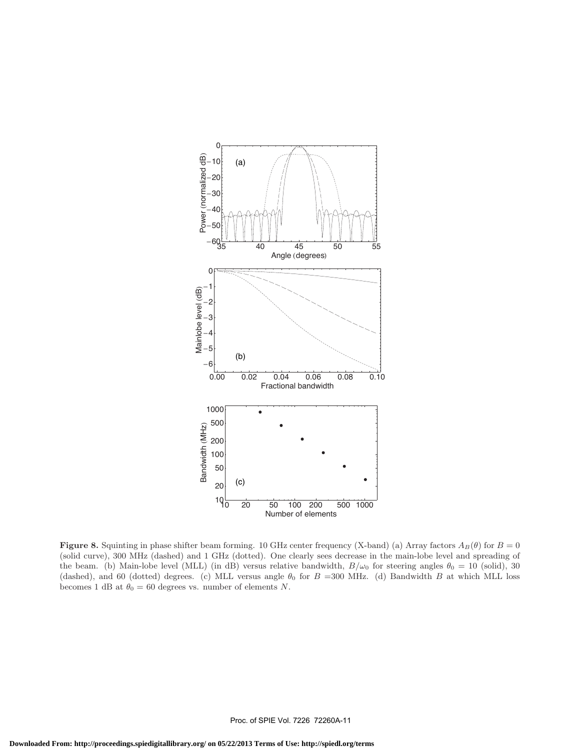**Figure 8.** Squinting in phase shifter beam forming. 10 GHz center frequency (X-band) (a) Array factors $A_B(\theta)$ for $B = 0$ (solid curve), 300 MHz (dashed) and 1 GHz (dotted). One clearly sees decrease in the main-lobe level and spreading of the beam. (b) Main-lobe level (MLL) (in dB) versus relative bandwidth, $B/\omega_0$ for steering angles $\theta_0 = 10$ (solid), 30 (dashed), and 60 (dotted) degrees. (c) MLL versus angle $\theta_0$ for $B$ =300 MHz. (d) Bandwidth $B$ at which MLL loss becomes 1 dB at $\theta_0 = 60$ degrees vs. number of elements $N$.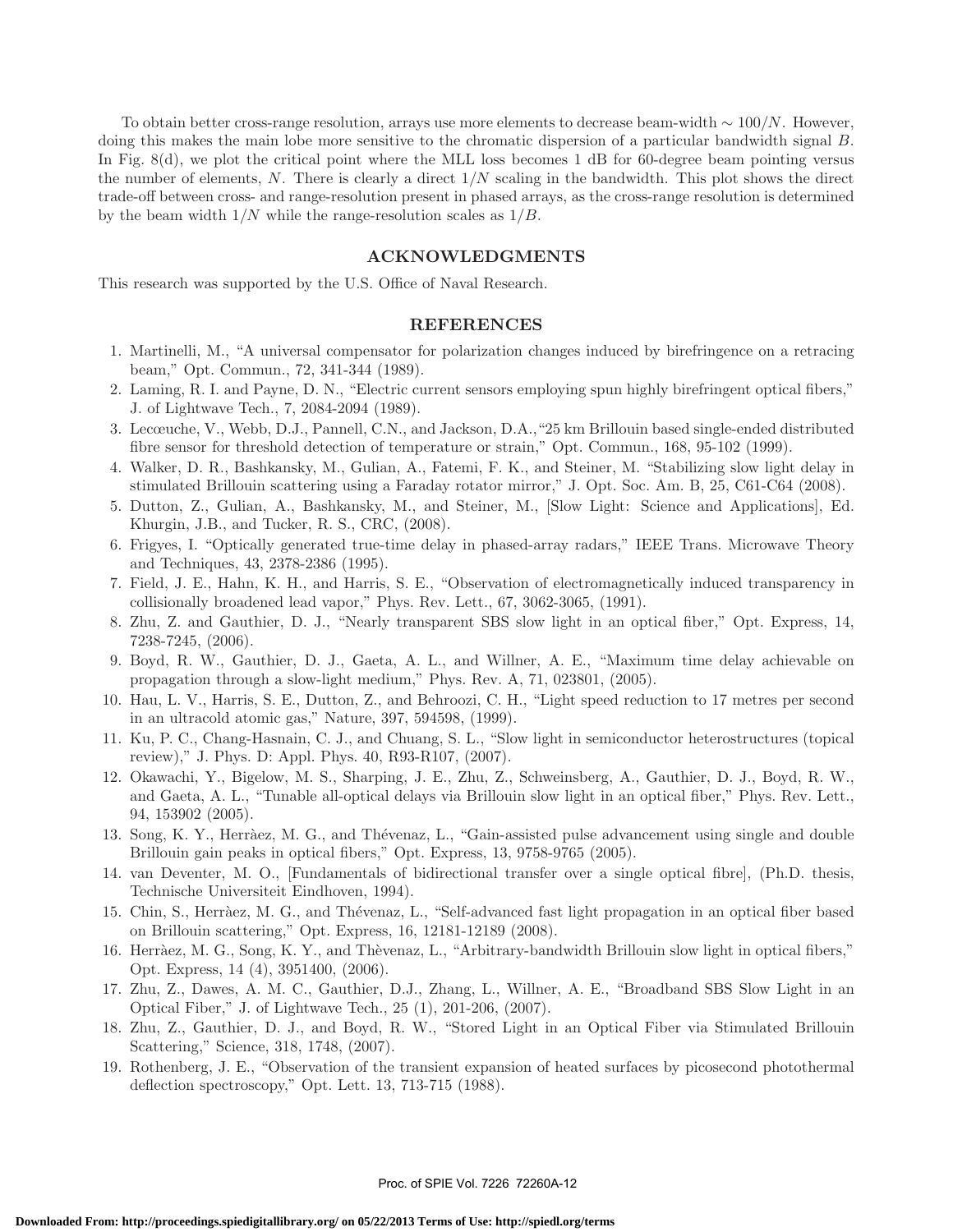To obtain better cross-range resolution, arrays use more elements to decrease beam-width $\sim 100/N$. However, doing this makes the main lobe more sensitive to the chromatic dispersion of a particular bandwidth signal $B$. In Fig. 8(d), we plot the critical point where the MLL loss becomes 1 dB for 60-degree beam pointing versus the number of elements, $N$. There is clearly a direct $1/N$ scaling in the bandwidth. This plot shows the direct trade-off between cross- and range-resolution present in phased arrays, as the cross-range resolution is determined by the beam width $1/N$ while the range-resolution scales as $1/B$.

## ACKNOWLEDGMENTS

This research was supported by the U.S. Office of Naval Research.

## REFERENCES

1. Martinelli, M., "A universal compensator for polarization changes induced by birefringence on a retracing beam," Opt. Commun., 72, 341-344 (1989).
2. Laming, R. I. and Payne, D. N., "Electric current sensors employing spun highly birefringent optical fibers," J. of Lightwave Tech., 7, 2084-2094 (1989).
3. Lecœuche, V., Webb, D.J., Pannell, C.N., and Jackson, D.A.,"25 km Brillouin based single-ended distributed fibre sensor for threshold detection of temperature or strain," Opt. Commun., 168, 95-102 (1999).
4. Walker, D. R., Bashkansky, M., Gulian, A., Fatemi, F. K., and Steiner, M. "Stabilizing slow light delay in stimulated Brillouin scattering using a Faraday rotator mirror," J. Opt. Soc. Am. B, 25, C61-C64 (2008).
5. Dutton, Z., Gulian, A., Bashkansky, M., and Steiner, M., [Slow Light: Science and Applications], Ed. Khurgin, J.B., and Tucker, R. S., CRC, (2008).
6. Frigyes, I. "Optically generated true-time delay in phased-array radars," IEEE Trans. Microwave Theory and Techniques, 43, 2378-2386 (1995).
7. Field, J. E., Hahn, K. H., and Harris, S. E., "Observation of electromagnetically induced transparency in collisionally broadened lead vapor," Phys. Rev. Lett., 67, 3062-3065, (1991).
8. Zhu, Z. and Gauthier, D. J., "Nearly transparent SBS slow light in an optical fiber," Opt. Express, 14, 7238-7245, (2006).
9. Boyd, R. W., Gauthier, D. J., Gaeta, A. L., and Willner, A. E., "Maximum time delay achievable on propagation through a slow-light medium," Phys. Rev. A, 71, 023801, (2005).
10. Hau, L. V., Harris, S. E., Dutton, Z., and Behroozi, C. H., "Light speed reduction to 17 metres per second in an ultracold atomic gas," Nature, 397, 594598, (1999).
11. Ku, P. C., Chang-Hasnain, C. J., and Chuang, S. L., "Slow light in semiconductor heterostructures (topical review)," J. Phys. D: Appl. Phys. 40, R93-R107, (2007).
12. Okawachi, Y., Bigelow, M. S., Sharping, J. E., Zhu, Z., Schweinsberg, A., Gauthier, D. J., Boyd, R. W., and Gaeta, A. L., "Tunable all-optical delays via Brillouin slow light in an optical fiber," Phys. Rev. Lett., 94, 153902 (2005).
13. Song, K. Y., Herràez, M. G., and Thévenaz, L., "Gain-assisted pulse advancement using single and double Brillouin gain peaks in optical fibers," Opt. Express, 13, 9758-9765 (2005).
14. van Deventer, M. O., [Fundamentals of bidirectional transfer over a single optical fibre], (Ph.D. thesis, Technische Universiteit Eindhoven, 1994).
15. Chin, S., Herràez, M. G., and Thévenaz, L., "Self-advanced fast light propagation in an optical fiber based on Brillouin scattering," Opt. Express, 16, 12181-12189 (2008).
16. Herràez, M. G., Song, K. Y., and Thèvenaz, L., "Arbitrary-bandwidth Brillouin slow light in optical fibers," Opt. Express, 14 (4), 3951400, (2006).
17. Zhu, Z., Dawes, A. M. C., Gauthier, D.J., Zhang, L., Willner, A. E., "Broadband SBS Slow Light in an Optical Fiber," J. of Lightwave Tech., 25 (1), 201-206, (2007).
18. Zhu, Z., Gauthier, D. J., and Boyd, R. W., "Stored Light in an Optical Fiber via Stimulated Brillouin Scattering," Science, 318, 1748, (2007).
19. Rothenberg, J. E., "Observation of the transient expansion of heated surfaces by picosecond photothermal deflection spectroscopy," Opt. Lett. 13, 713-715 (1988).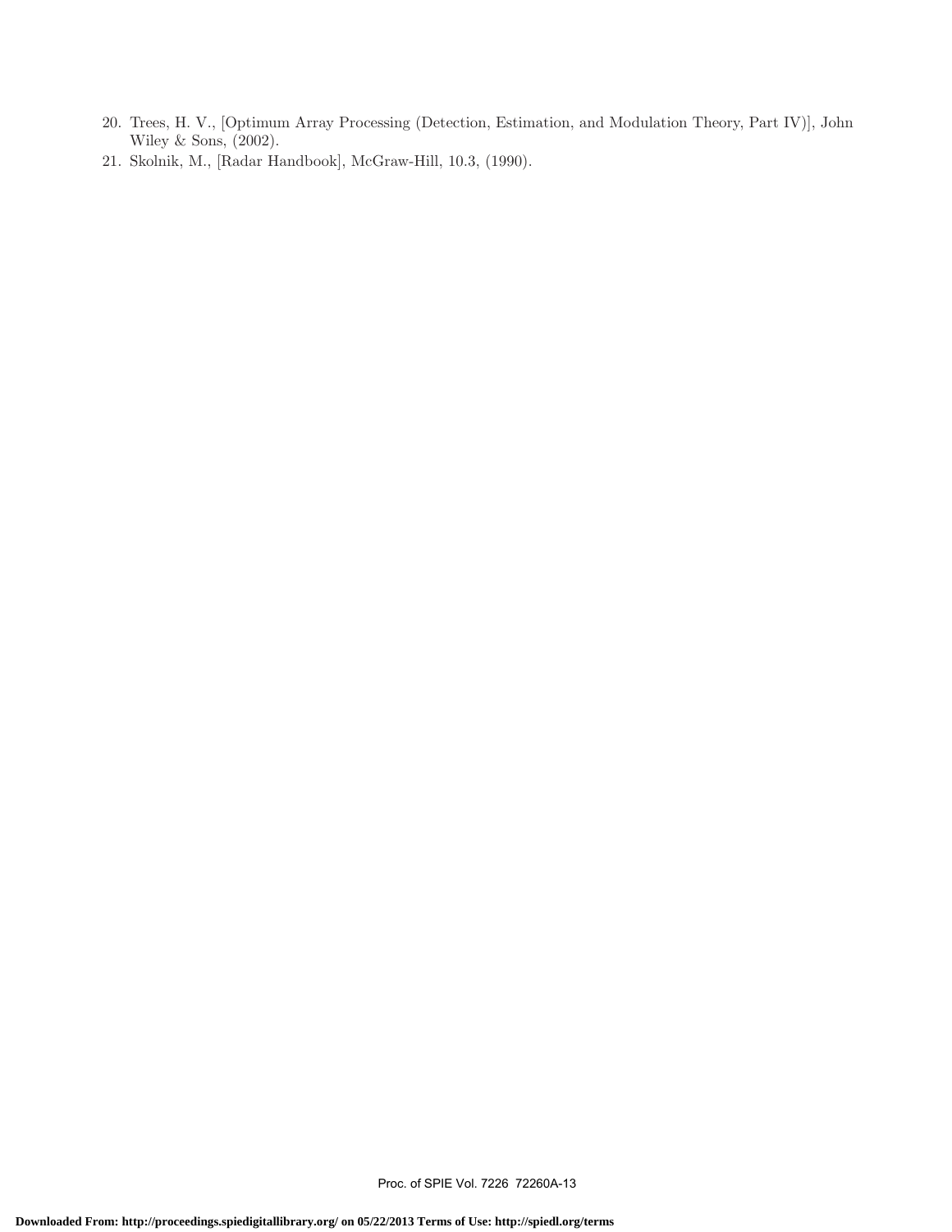20. Trees, H. V., [Optimum Array Processing (Detection, Estimation, and Modulation Theory, Part IV)], John Wiley & Sons, (2002).
21. Skolnik, M., [Radar Handbook], McGraw-Hill, 10.3, (1990).